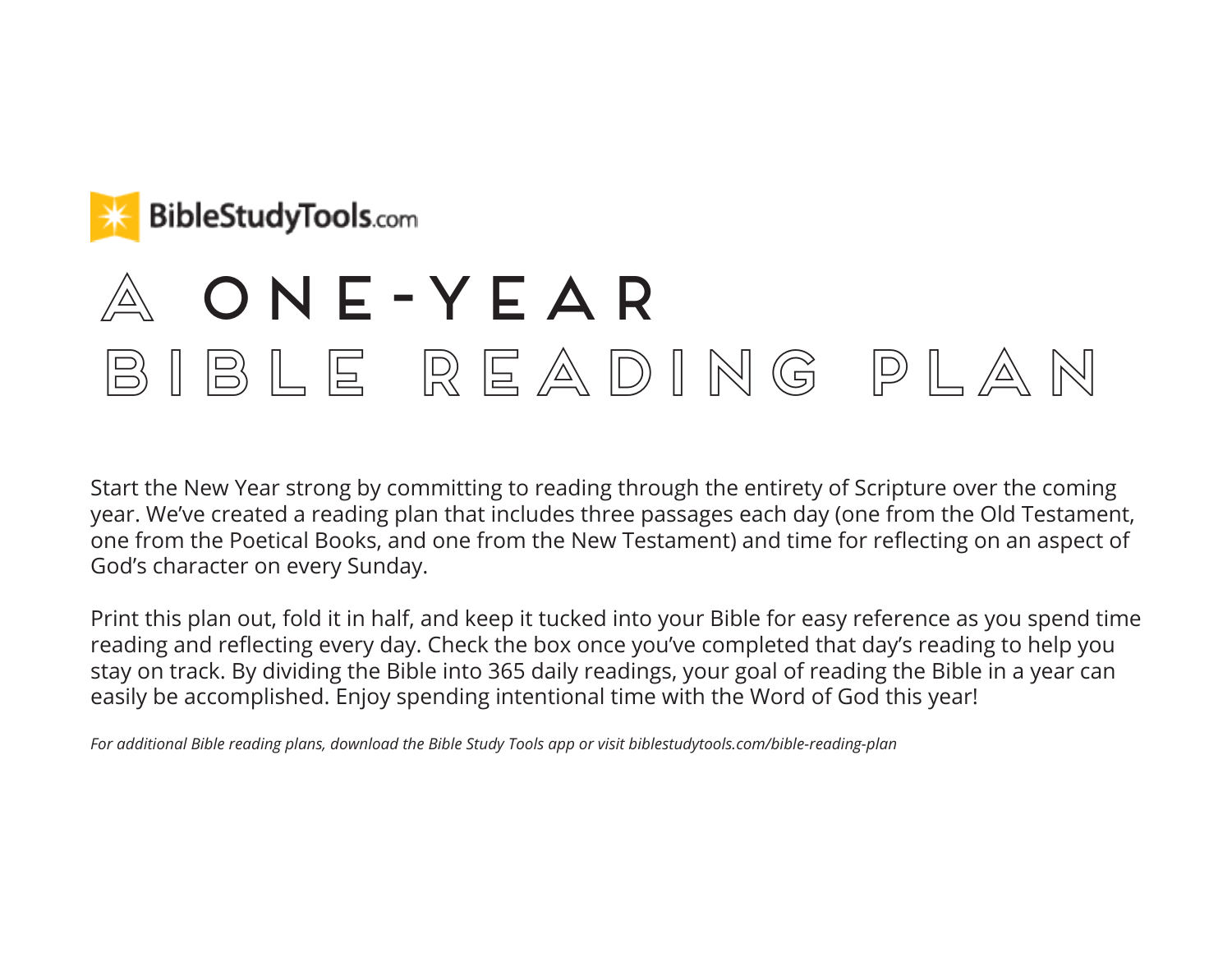BibleStudyTools.com

# A ONE-YEAR BIBLE READING PLAN

Start the New Year strong by committing to reading through the entirety of Scripture over the coming year. We've created a reading plan that includes three passages each day (one from the Old Testament, one from the Poetical Books, and one from the New Testament) and time for reflecting on an aspect of God's character on every Sunday.

Print this plan out, fold it in half, and keep it tucked into your Bible for easy reference as you spend time reading and reflecting every day. Check the box once you've completed that day's reading to help you stay on track. By dividing the Bible into 365 daily readings, your goal of reading the Bible in a year can easily be accomplished. Enjoy spending intentional time with the Word of God this year!

*For additional Bible reading plans, download the Bible Study Tools app or visit biblestudytools.com/bible-reading-plan*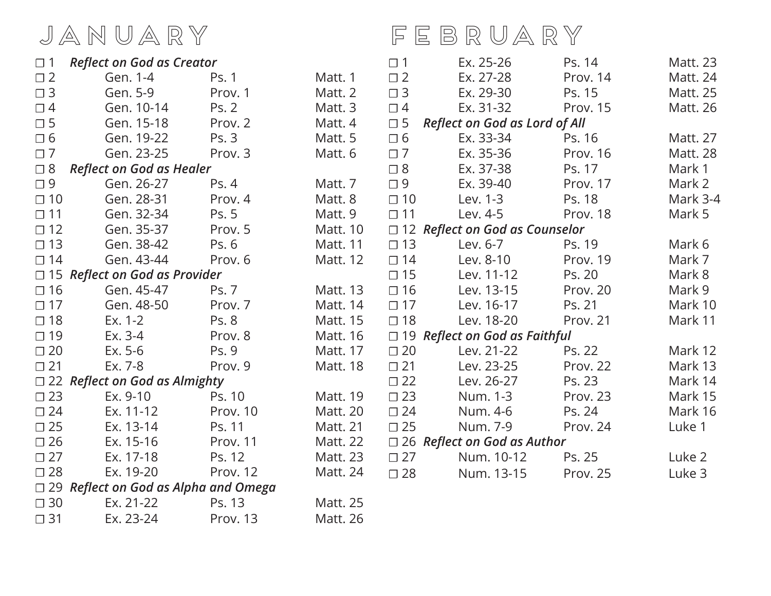# JANUARY

| | | | |
|---|---|---|---|
| ☐ 1 | ***Reflect on God as Creator*** | | |
| ☐ 2 | Gen. 1-4 | Ps. 1 | Matt. 1 |
| ☐ 3 | Gen. 5-9 | Prov. 1 | Matt. 2 |
| ☐ 4 | Gen. 10-14 | Ps. 2 | Matt. 3 |
| ☐ 5 | Gen. 15-18 | Prov. 2 | Matt. 4 |
| ☐ 6 | Gen. 19-22 | Ps. 3 | Matt. 5 |
| ☐ 7 | Gen. 23-25 | Prov. 3 | Matt. 6 |
| ☐ 8 | ***Reflect on God as Healer*** | | |
| ☐ 9 | Gen. 26-27 | Ps. 4 | Matt. 7 |
| ☐ 10 | Gen. 28-31 | Prov. 4 | Matt. 8 |
| ☐ 11 | Gen. 32-34 | Ps. 5 | Matt. 9 |
| ☐ 12 | Gen. 35-37 | Prov. 5 | Matt. 10 |
| ☐ 13 | Gen. 38-42 | Ps. 6 | Matt. 11 |
| ☐ 14 | Gen. 43-44 | Prov. 6 | Matt. 12 |
| ☐ 15 | ***Reflect on God as Provider*** | | |
| ☐ 16 | Gen. 45-47 | Ps. 7 | Matt. 13 |
| ☐ 17 | Gen. 48-50 | Prov. 7 | Matt. 14 |
| ☐ 18 | Ex. 1-2 | Ps. 8 | Matt. 15 |
| ☐ 19 | Ex. 3-4 | Prov. 8 | Matt. 16 |
| ☐ 20 | Ex. 5-6 | Ps. 9 | Matt. 17 |
| ☐ 21 | Ex. 7-8 | Prov. 9 | Matt. 18 |
| ☐ 22 | ***Reflect on God as Almighty*** | | |
| ☐ 23 | Ex. 9-10 | Ps. 10 | Matt. 19 |
| ☐ 24 | Ex. 11-12 | Prov. 10 | Matt. 20 |
| ☐ 25 | Ex. 13-14 | Ps. 11 | Matt. 21 |
| ☐ 26 | Ex. 15-16 | Prov. 11 | Matt. 22 |
| ☐ 27 | Ex. 17-18 | Ps. 12 | Matt. 23 |
| ☐ 28 | Ex. 19-20 | Prov. 12 | Matt. 24 |
| ☐ 29 | ***Reflect on God as Alpha and Omega*** | | |
| ☐ 30 | Ex. 21-22 | Ps. 13 | Matt. 25 |
| ☐ 31 | Ex. 23-24 | Prov. 13 | Matt. 26 |

# FEBRUARY

| | | | |
|---|---|---|---|
| ☐ 1 | Ex. 25-26 | Ps. 14 | Matt. 23 |
| ☐ 2 | Ex. 27-28 | Prov. 14 | Matt. 24 |
| ☐ 3 | Ex. 29-30 | Ps. 15 | Matt. 25 |
| ☐ 4 | Ex. 31-32 | Prov. 15 | Matt. 26 |
| ☐ 5 | ***Reflect on God as Lord of All*** | | |
| ☐ 6 | Ex. 33-34 | Ps. 16 | Matt. 27 |
| ☐ 7 | Ex. 35-36 | Prov. 16 | Matt. 28 |
| ☐ 8 | Ex. 37-38 | Ps. 17 | Mark 1 |
| ☐ 9 | Ex. 39-40 | Prov. 17 | Mark 2 |
| ☐ 10 | Lev. 1-3 | Ps. 18 | Mark 3-4 |
| ☐ 11 | Lev. 4-5 | Prov. 18 | Mark 5 |
| ☐ 12 | ***Reflect on God as Counselor*** | | |
| ☐ 13 | Lev. 6-7 | Ps. 19 | Mark 6 |
| ☐ 14 | Lev. 8-10 | Prov. 19 | Mark 7 |
| ☐ 15 | Lev. 11-12 | Ps. 20 | Mark 8 |
| ☐ 16 | Lev. 13-15 | Prov. 20 | Mark 9 |
| ☐ 17 | Lev. 16-17 | Ps. 21 | Mark 10 |
| ☐ 18 | Lev. 18-20 | Prov. 21 | Mark 11 |
| ☐ 19 | ***Reflect on God as Faithful*** | | |
| ☐ 20 | Lev. 21-22 | Ps. 22 | Mark 12 |
| ☐ 21 | Lev. 23-25 | Prov. 22 | Mark 13 |
| ☐ 22 | Lev. 26-27 | Ps. 23 | Mark 14 |
| ☐ 23 | Num. 1-3 | Prov. 23 | Mark 15 |
| ☐ 24 | Num. 4-6 | Ps. 24 | Mark 16 |
| ☐ 25 | Num. 7-9 | Prov. 24 | Luke 1 |
| ☐ 26 | ***Reflect on God as Author*** | | |
| ☐ 27 | Num. 10-12 | Ps. 25 | Luke 2 |
| ☐ 28 | Num. 13-15 | Prov. 25 | Luke 3 |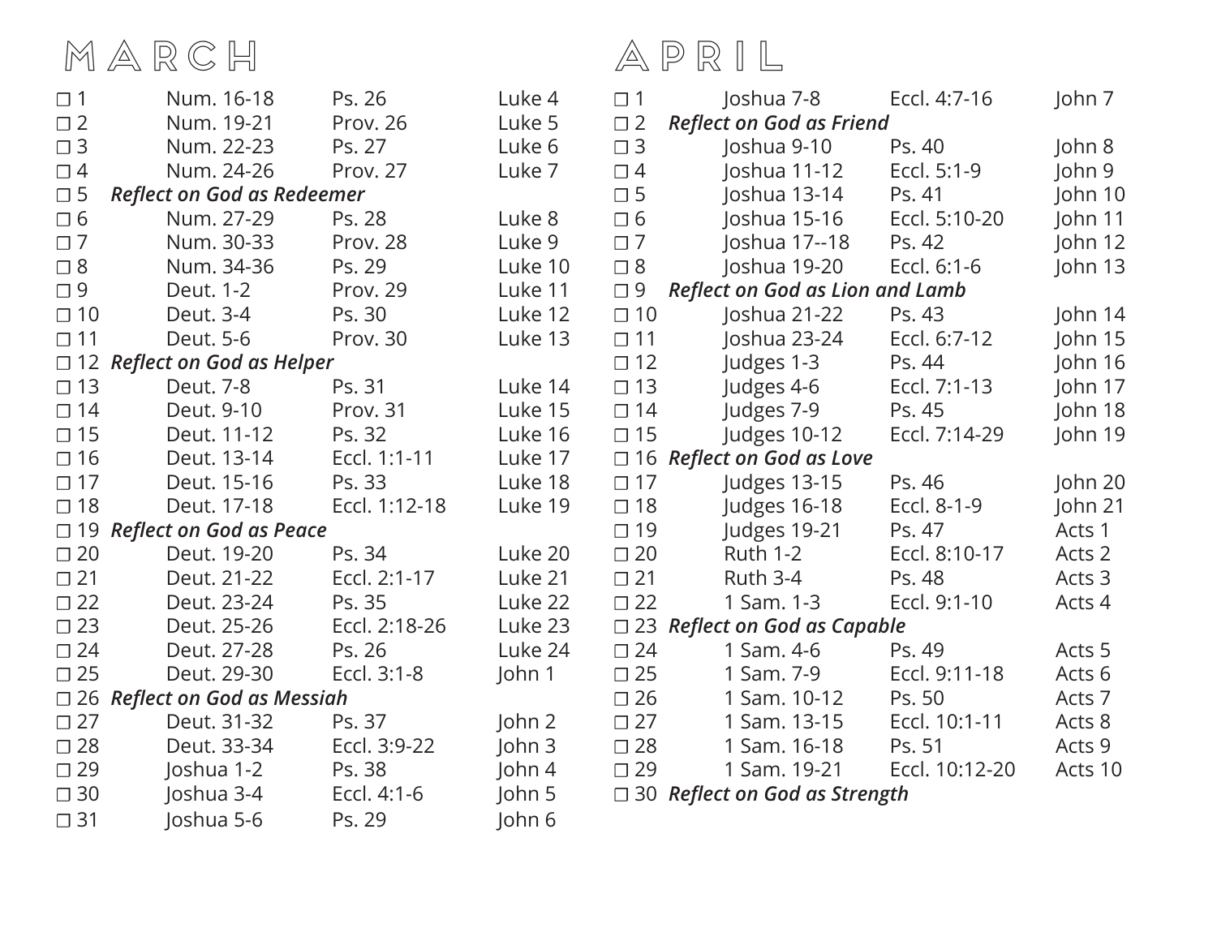# MARCH

| Day | Reading 1 | Reading 2 | Reading 3 |
|---|---|---|---|
| ☐ 1 | Num. 16-18 | Ps. 26 | Luke 4 |
| ☐ 2 | Num. 19-21 | Prov. 26 | Luke 5 |
| ☐ 3 | Num. 22-23 | Ps. 27 | Luke 6 |
| ☐ 4 | Num. 24-26 | Prov. 27 | Luke 7 |
| ☐ 5 | ***Reflect on God as Redeemer*** | | |
| ☐ 6 | Num. 27-29 | Ps. 28 | Luke 8 |
| ☐ 7 | Num. 30-33 | Prov. 28 | Luke 9 |
| ☐ 8 | Num. 34-36 | Ps. 29 | Luke 10 |
| ☐ 9 | Deut. 1-2 | Prov. 29 | Luke 11 |
| ☐ 10 | Deut. 3-4 | Ps. 30 | Luke 12 |
| ☐ 11 | Deut. 5-6 | Prov. 30 | Luke 13 |
| ☐ 12 | ***Reflect on God as Helper*** | | |
| ☐ 13 | Deut. 7-8 | Ps. 31 | Luke 14 |
| ☐ 14 | Deut. 9-10 | Prov. 31 | Luke 15 |
| ☐ 15 | Deut. 11-12 | Ps. 32 | Luke 16 |
| ☐ 16 | Deut. 13-14 | Eccl. 1:1-11 | Luke 17 |
| ☐ 17 | Deut. 15-16 | Ps. 33 | Luke 18 |
| ☐ 18 | Deut. 17-18 | Eccl. 1:12-18 | Luke 19 |
| ☐ 19 | ***Reflect on God as Peace*** | | |
| ☐ 20 | Deut. 19-20 | Ps. 34 | Luke 20 |
| ☐ 21 | Deut. 21-22 | Eccl. 2:1-17 | Luke 21 |
| ☐ 22 | Deut. 23-24 | Ps. 35 | Luke 22 |
| ☐ 23 | Deut. 25-26 | Eccl. 2:18-26 | Luke 23 |
| ☐ 24 | Deut. 27-28 | Ps. 26 | Luke 24 |
| ☐ 25 | Deut. 29-30 | Eccl. 3:1-8 | John 1 |
| ☐ 26 | ***Reflect on God as Messiah*** | | |
| ☐ 27 | Deut. 31-32 | Ps. 37 | John 2 |
| ☐ 28 | Deut. 33-34 | Eccl. 3:9-22 | John 3 |
| ☐ 29 | Joshua 1-2 | Ps. 38 | John 4 |
| ☐ 30 | Joshua 3-4 | Eccl. 4:1-6 | John 5 |
| ☐ 31 | Joshua 5-6 | Ps. 29 | John 6 |

# APRIL

| Day | Reading 1 | Reading 2 | Reading 3 |
|---|---|---|---|
| ☐ 1 | Joshua 7-8 | Eccl. 4:7-16 | John 7 |
| ☐ 2 | ***Reflect on God as Friend*** | | |
| ☐ 3 | Joshua 9-10 | Ps. 40 | John 8 |
| ☐ 4 | Joshua 11-12 | Eccl. 5:1-9 | John 9 |
| ☐ 5 | Joshua 13-14 | Ps. 41 | John 10 |
| ☐ 6 | Joshua 15-16 | Eccl. 5:10-20 | John 11 |
| ☐ 7 | Joshua 17--18 | Ps. 42 | John 12 |
| ☐ 8 | Joshua 19-20 | Eccl. 6:1-6 | John 13 |
| ☐ 9 | ***Reflect on God as Lion and Lamb*** | | |
| ☐ 10 | Joshua 21-22 | Ps. 43 | John 14 |
| ☐ 11 | Joshua 23-24 | Eccl. 6:7-12 | John 15 |
| ☐ 12 | Judges 1-3 | Ps. 44 | John 16 |
| ☐ 13 | Judges 4-6 | Eccl. 7:1-13 | John 17 |
| ☐ 14 | Judges 7-9 | Ps. 45 | John 18 |
| ☐ 15 | Judges 10-12 | Eccl. 7:14-29 | John 19 |
| ☐ 16 | ***Reflect on God as Love*** | | |
| ☐ 17 | Judges 13-15 | Ps. 46 | John 20 |
| ☐ 18 | Judges 16-18 | Eccl. 8-1-9 | John 21 |
| ☐ 19 | Judges 19-21 | Ps. 47 | Acts 1 |
| ☐ 20 | Ruth 1-2 | Eccl. 8:10-17 | Acts 2 |
| ☐ 21 | Ruth 3-4 | Ps. 48 | Acts 3 |
| ☐ 22 | 1 Sam. 1-3 | Eccl. 9:1-10 | Acts 4 |
| ☐ 23 | ***Reflect on God as Capable*** | | |
| ☐ 24 | 1 Sam. 4-6 | Ps. 49 | Acts 5 |
| ☐ 25 | 1 Sam. 7-9 | Eccl. 9:11-18 | Acts 6 |
| ☐ 26 | 1 Sam. 10-12 | Ps. 50 | Acts 7 |
| ☐ 27 | 1 Sam. 13-15 | Eccl. 10:1-11 | Acts 8 |
| ☐ 28 | 1 Sam. 16-18 | Ps. 51 | Acts 9 |
| ☐ 29 | 1 Sam. 19-21 | Eccl. 10:12-20 | Acts 10 |
| ☐ 30 | ***Reflect on God as Strength*** | | |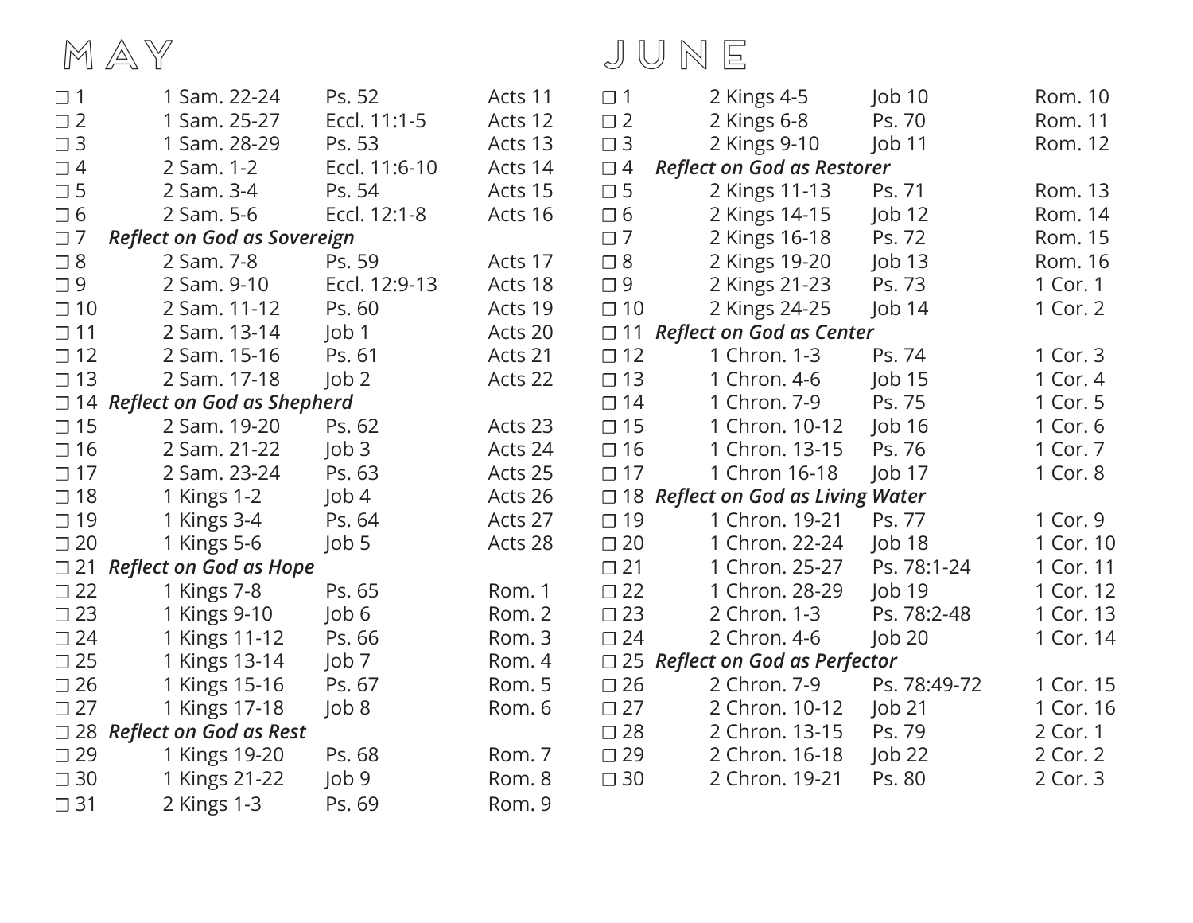# MAY

| | | | |
|---|---|---|---|
| ☐ 1 | 1 Sam. 22-24 | Ps. 52 | Acts 11 |
| ☐ 2 | 1 Sam. 25-27 | Eccl. 11:1-5 | Acts 12 |
| ☐ 3 | 1 Sam. 28-29 | Ps. 53 | Acts 13 |
| ☐ 4 | 2 Sam. 1-2 | Eccl. 11:6-10 | Acts 14 |
| ☐ 5 | 2 Sam. 3-4 | Ps. 54 | Acts 15 |
| ☐ 6 | 2 Sam. 5-6 | Eccl. 12:1-8 | Acts 16 |
| ☐ 7 | ***Reflect on God as Sovereign*** | | |
| ☐ 8 | 2 Sam. 7-8 | Ps. 59 | Acts 17 |
| ☐ 9 | 2 Sam. 9-10 | Eccl. 12:9-13 | Acts 18 |
| ☐ 10 | 2 Sam. 11-12 | Ps. 60 | Acts 19 |
| ☐ 11 | 2 Sam. 13-14 | Job 1 | Acts 20 |
| ☐ 12 | 2 Sam. 15-16 | Ps. 61 | Acts 21 |
| ☐ 13 | 2 Sam. 17-18 | Job 2 | Acts 22 |
| ☐ 14 | ***Reflect on God as Shepherd*** | | |
| ☐ 15 | 2 Sam. 19-20 | Ps. 62 | Acts 23 |
| ☐ 16 | 2 Sam. 21-22 | Job 3 | Acts 24 |
| ☐ 17 | 2 Sam. 23-24 | Ps. 63 | Acts 25 |
| ☐ 18 | 1 Kings 1-2 | Job 4 | Acts 26 |
| ☐ 19 | 1 Kings 3-4 | Ps. 64 | Acts 27 |
| ☐ 20 | 1 Kings 5-6 | Job 5 | Acts 28 |
| ☐ 21 | ***Reflect on God as Hope*** | | |
| ☐ 22 | 1 Kings 7-8 | Ps. 65 | Rom. 1 |
| ☐ 23 | 1 Kings 9-10 | Job 6 | Rom. 2 |
| ☐ 24 | 1 Kings 11-12 | Ps. 66 | Rom. 3 |
| ☐ 25 | 1 Kings 13-14 | Job 7 | Rom. 4 |
| ☐ 26 | 1 Kings 15-16 | Ps. 67 | Rom. 5 |
| ☐ 27 | 1 Kings 17-18 | Job 8 | Rom. 6 |
| ☐ 28 | ***Reflect on God as Rest*** | | |
| ☐ 29 | 1 Kings 19-20 | Ps. 68 | Rom. 7 |
| ☐ 30 | 1 Kings 21-22 | Job 9 | Rom. 8 |
| ☐ 31 | 2 Kings 1-3 | Ps. 69 | Rom. 9 |

# JUNE

| | | | |
|---|---|---|---|
| ☐ 1 | 2 Kings 4-5 | Job 10 | Rom. 10 |
| ☐ 2 | 2 Kings 6-8 | Ps. 70 | Rom. 11 |
| ☐ 3 | 2 Kings 9-10 | Job 11 | Rom. 12 |
| ☐ 4 | ***Reflect on God as Restorer*** | | |
| ☐ 5 | 2 Kings 11-13 | Ps. 71 | Rom. 13 |
| ☐ 6 | 2 Kings 14-15 | Job 12 | Rom. 14 |
| ☐ 7 | 2 Kings 16-18 | Ps. 72 | Rom. 15 |
| ☐ 8 | 2 Kings 19-20 | Job 13 | Rom. 16 |
| ☐ 9 | 2 Kings 21-23 | Ps. 73 | 1 Cor. 1 |
| ☐ 10 | 2 Kings 24-25 | Job 14 | 1 Cor. 2 |
| ☐ 11 | ***Reflect on God as Center*** | | |
| ☐ 12 | 1 Chron. 1-3 | Ps. 74 | 1 Cor. 3 |
| ☐ 13 | 1 Chron. 4-6 | Job 15 | 1 Cor. 4 |
| ☐ 14 | 1 Chron. 7-9 | Ps. 75 | 1 Cor. 5 |
| ☐ 15 | 1 Chron. 10-12 | Job 16 | 1 Cor. 6 |
| ☐ 16 | 1 Chron. 13-15 | Ps. 76 | 1 Cor. 7 |
| ☐ 17 | 1 Chron 16-18 | Job 17 | 1 Cor. 8 |
| ☐ 18 | ***Reflect on God as Living Water*** | | |
| ☐ 19 | 1 Chron. 19-21 | Ps. 77 | 1 Cor. 9 |
| ☐ 20 | 1 Chron. 22-24 | Job 18 | 1 Cor. 10 |
| ☐ 21 | 1 Chron. 25-27 | Ps. 78:1-24 | 1 Cor. 11 |
| ☐ 22 | 1 Chron. 28-29 | Job 19 | 1 Cor. 12 |
| ☐ 23 | 2 Chron. 1-3 | Ps. 78:2-48 | 1 Cor. 13 |
| ☐ 24 | 2 Chron. 4-6 | Job 20 | 1 Cor. 14 |
| ☐ 25 | ***Reflect on God as Perfector*** | | |
| ☐ 26 | 2 Chron. 7-9 | Ps. 78:49-72 | 1 Cor. 15 |
| ☐ 27 | 2 Chron. 10-12 | Job 21 | 1 Cor. 16 |
| ☐ 28 | 2 Chron. 13-15 | Ps. 79 | 2 Cor. 1 |
| ☐ 29 | 2 Chron. 16-18 | Job 22 | 2 Cor. 2 |
| ☐ 30 | 2 Chron. 19-21 | Ps. 80 | 2 Cor. 3 |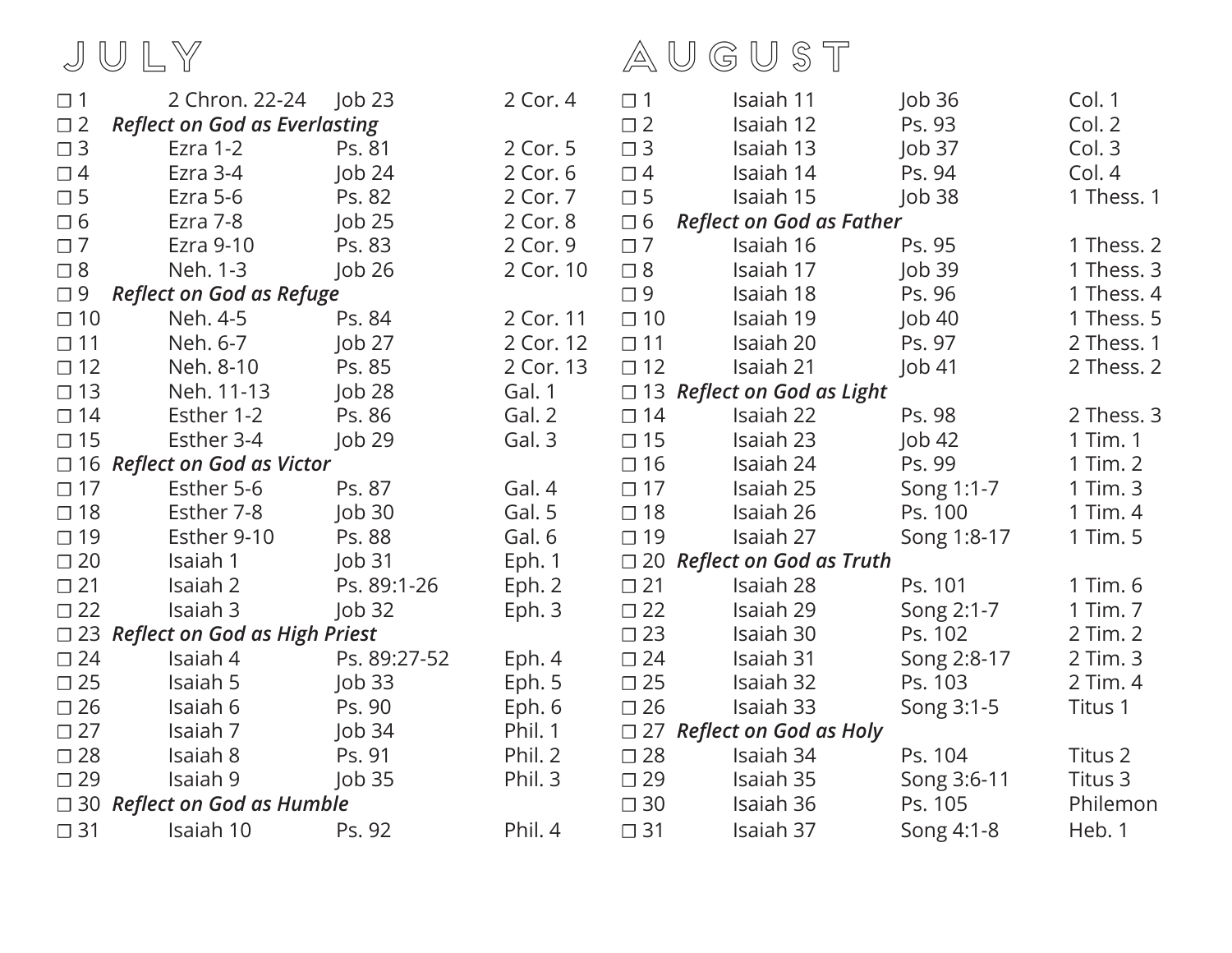# JULY

| | | | |
|---|---|---|---|
| ☐ 1 | 2 Chron. 22-24 | Job 23 | 2 Cor. 4 |
| ☐ 2 | ***Reflect on God as Everlasting*** | | |
| ☐ 3 | Ezra 1-2 | Ps. 81 | 2 Cor. 5 |
| ☐ 4 | Ezra 3-4 | Job 24 | 2 Cor. 6 |
| ☐ 5 | Ezra 5-6 | Ps. 82 | 2 Cor. 7 |
| ☐ 6 | Ezra 7-8 | Job 25 | 2 Cor. 8 |
| ☐ 7 | Ezra 9-10 | Ps. 83 | 2 Cor. 9 |
| ☐ 8 | Neh. 1-3 | Job 26 | 2 Cor. 10 |
| ☐ 9 | ***Reflect on God as Refuge*** | | |
| ☐ 10 | Neh. 4-5 | Ps. 84 | 2 Cor. 11 |
| ☐ 11 | Neh. 6-7 | Job 27 | 2 Cor. 12 |
| ☐ 12 | Neh. 8-10 | Ps. 85 | 2 Cor. 13 |
| ☐ 13 | Neh. 11-13 | Job 28 | Gal. 1 |
| ☐ 14 | Esther 1-2 | Ps. 86 | Gal. 2 |
| ☐ 15 | Esther 3-4 | Job 29 | Gal. 3 |
| ☐ 16 | ***Reflect on God as Victor*** | | |
| ☐ 17 | Esther 5-6 | Ps. 87 | Gal. 4 |
| ☐ 18 | Esther 7-8 | Job 30 | Gal. 5 |
| ☐ 19 | Esther 9-10 | Ps. 88 | Gal. 6 |
| ☐ 20 | Isaiah 1 | Job 31 | Eph. 1 |
| ☐ 21 | Isaiah 2 | Ps. 89:1-26 | Eph. 2 |
| ☐ 22 | Isaiah 3 | Job 32 | Eph. 3 |
| ☐ 23 | ***Reflect on God as High Priest*** | | |
| ☐ 24 | Isaiah 4 | Ps. 89:27-52 | Eph. 4 |
| ☐ 25 | Isaiah 5 | Job 33 | Eph. 5 |
| ☐ 26 | Isaiah 6 | Ps. 90 | Eph. 6 |
| ☐ 27 | Isaiah 7 | Job 34 | Phil. 1 |
| ☐ 28 | Isaiah 8 | Ps. 91 | Phil. 2 |
| ☐ 29 | Isaiah 9 | Job 35 | Phil. 3 |
| ☐ 30 | ***Reflect on God as Humble*** | | |
| ☐ 31 | Isaiah 10 | Ps. 92 | Phil. 4 |

# AUGUST

| | | | |
|---|---|---|---|
| ☐ 1 | Isaiah 11 | Job 36 | Col. 1 |
| ☐ 2 | Isaiah 12 | Ps. 93 | Col. 2 |
| ☐ 3 | Isaiah 13 | Job 37 | Col. 3 |
| ☐ 4 | Isaiah 14 | Ps. 94 | Col. 4 |
| ☐ 5 | Isaiah 15 | Job 38 | 1 Thess. 1 |
| ☐ 6 | ***Reflect on God as Father*** | | |
| ☐ 7 | Isaiah 16 | Ps. 95 | 1 Thess. 2 |
| ☐ 8 | Isaiah 17 | Job 39 | 1 Thess. 3 |
| ☐ 9 | Isaiah 18 | Ps. 96 | 1 Thess. 4 |
| ☐ 10 | Isaiah 19 | Job 40 | 1 Thess. 5 |
| ☐ 11 | Isaiah 20 | Ps. 97 | 2 Thess. 1 |
| ☐ 12 | Isaiah 21 | Job 41 | 2 Thess. 2 |
| ☐ 13 | ***Reflect on God as Light*** | | |
| ☐ 14 | Isaiah 22 | Ps. 98 | 2 Thess. 3 |
| ☐ 15 | Isaiah 23 | Job 42 | 1 Tim. 1 |
| ☐ 16 | Isaiah 24 | Ps. 99 | 1 Tim. 2 |
| ☐ 17 | Isaiah 25 | Song 1:1-7 | 1 Tim. 3 |
| ☐ 18 | Isaiah 26 | Ps. 100 | 1 Tim. 4 |
| ☐ 19 | Isaiah 27 | Song 1:8-17 | 1 Tim. 5 |
| ☐ 20 | ***Reflect on God as Truth*** | | |
| ☐ 21 | Isaiah 28 | Ps. 101 | 1 Tim. 6 |
| ☐ 22 | Isaiah 29 | Song 2:1-7 | 1 Tim. 7 |
| ☐ 23 | Isaiah 30 | Ps. 102 | 2 Tim. 2 |
| ☐ 24 | Isaiah 31 | Song 2:8-17 | 2 Tim. 3 |
| ☐ 25 | Isaiah 32 | Ps. 103 | 2 Tim. 4 |
| ☐ 26 | Isaiah 33 | Song 3:1-5 | Titus 1 |
| ☐ 27 | ***Reflect on God as Holy*** | | |
| ☐ 28 | Isaiah 34 | Ps. 104 | Titus 2 |
| ☐ 29 | Isaiah 35 | Song 3:6-11 | Titus 3 |
| ☐ 30 | Isaiah 36 | Ps. 105 | Philemon |
| ☐ 31 | Isaiah 37 | Song 4:1-8 | Heb. 1 |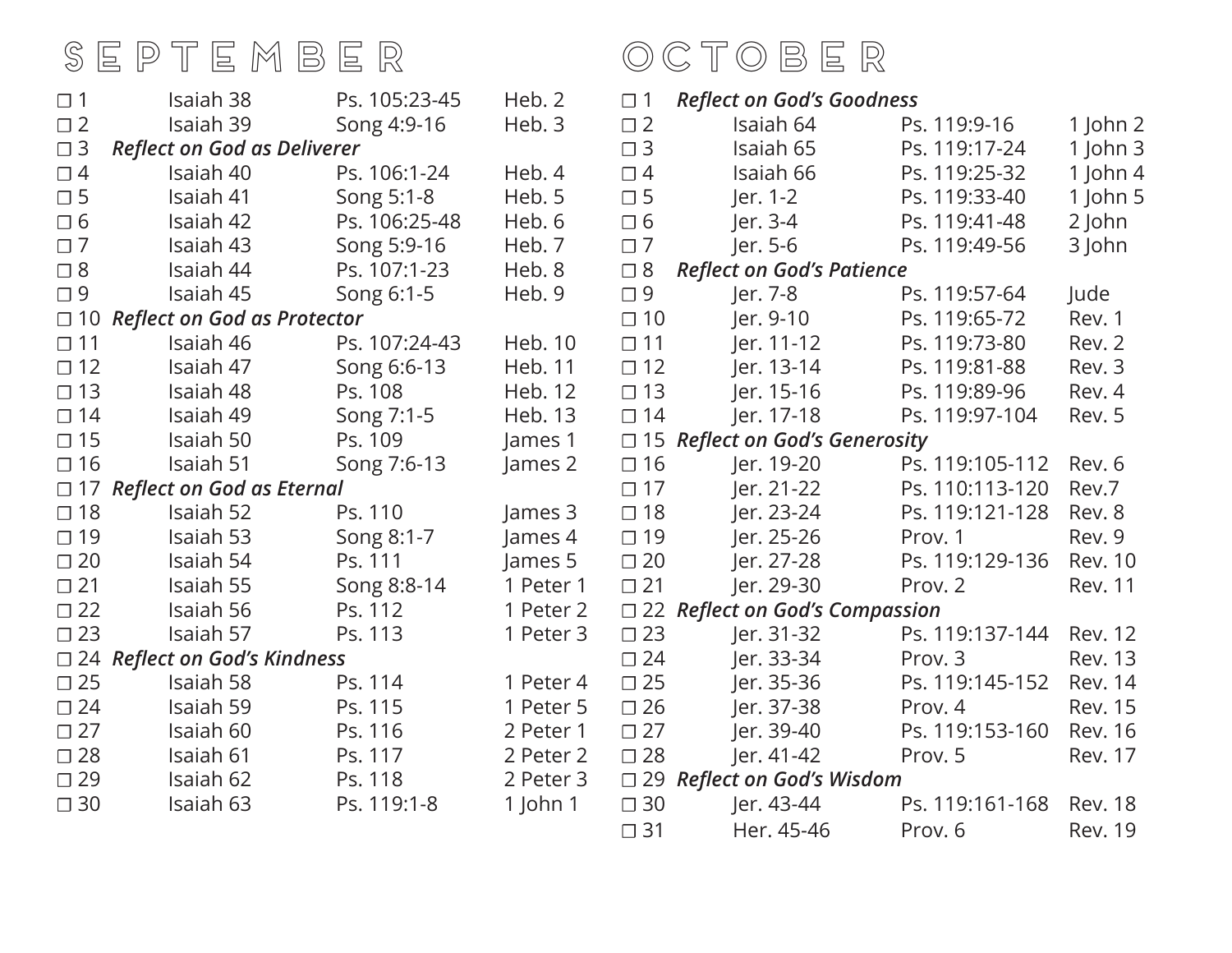# SEPTEMBER

| | | | |
|---|---|---|---|
| ☐ 1 | Isaiah 38 | Ps. 105:23-45 | Heb. 2 |
| ☐ 2 | Isaiah 39 | Song 4:9-16 | Heb. 3 |
| ☐ 3 | ***Reflect on God as Deliverer*** | | |
| ☐ 4 | Isaiah 40 | Ps. 106:1-24 | Heb. 4 |
| ☐ 5 | Isaiah 41 | Song 5:1-8 | Heb. 5 |
| ☐ 6 | Isaiah 42 | Ps. 106:25-48 | Heb. 6 |
| ☐ 7 | Isaiah 43 | Song 5:9-16 | Heb. 7 |
| ☐ 8 | Isaiah 44 | Ps. 107:1-23 | Heb. 8 |
| ☐ 9 | Isaiah 45 | Song 6:1-5 | Heb. 9 |
| ☐ 10 | ***Reflect on God as Protector*** | | |
| ☐ 11 | Isaiah 46 | Ps. 107:24-43 | Heb. 10 |
| ☐ 12 | Isaiah 47 | Song 6:6-13 | Heb. 11 |
| ☐ 13 | Isaiah 48 | Ps. 108 | Heb. 12 |
| ☐ 14 | Isaiah 49 | Song 7:1-5 | Heb. 13 |
| ☐ 15 | Isaiah 50 | Ps. 109 | James 1 |
| ☐ 16 | Isaiah 51 | Song 7:6-13 | James 2 |
| ☐ 17 | ***Reflect on God as Eternal*** | | |
| ☐ 18 | Isaiah 52 | Ps. 110 | James 3 |
| ☐ 19 | Isaiah 53 | Song 8:1-7 | James 4 |
| ☐ 20 | Isaiah 54 | Ps. 111 | James 5 |
| ☐ 21 | Isaiah 55 | Song 8:8-14 | 1 Peter 1 |
| ☐ 22 | Isaiah 56 | Ps. 112 | 1 Peter 2 |
| ☐ 23 | Isaiah 57 | Ps. 113 | 1 Peter 3 |
| ☐ 24 | ***Reflect on God's Kindness*** | | |
| ☐ 25 | Isaiah 58 | Ps. 114 | 1 Peter 4 |
| ☐ 24 | Isaiah 59 | Ps. 115 | 1 Peter 5 |
| ☐ 27 | Isaiah 60 | Ps. 116 | 2 Peter 1 |
| ☐ 28 | Isaiah 61 | Ps. 117 | 2 Peter 2 |
| ☐ 29 | Isaiah 62 | Ps. 118 | 2 Peter 3 |
| ☐ 30 | Isaiah 63 | Ps. 119:1-8 | 1 John 1 |

# OCTOBER

| | | | |
|---|---|---|---|
| ☐ 1 | ***Reflect on God's Goodness*** | | |
| ☐ 2 | Isaiah 64 | Ps. 119:9-16 | 1 John 2 |
| ☐ 3 | Isaiah 65 | Ps. 119:17-24 | 1 John 3 |
| ☐ 4 | Isaiah 66 | Ps. 119:25-32 | 1 John 4 |
| ☐ 5 | Jer. 1-2 | Ps. 119:33-40 | 1 John 5 |
| ☐ 6 | Jer. 3-4 | Ps. 119:41-48 | 2 John |
| ☐ 7 | Jer. 5-6 | Ps. 119:49-56 | 3 John |
| ☐ 8 | ***Reflect on God's Patience*** | | |
| ☐ 9 | Jer. 7-8 | Ps. 119:57-64 | Jude |
| ☐ 10 | Jer. 9-10 | Ps. 119:65-72 | Rev. 1 |
| ☐ 11 | Jer. 11-12 | Ps. 119:73-80 | Rev. 2 |
| ☐ 12 | Jer. 13-14 | Ps. 119:81-88 | Rev. 3 |
| ☐ 13 | Jer. 15-16 | Ps. 119:89-96 | Rev. 4 |
| ☐ 14 | Jer. 17-18 | Ps. 119:97-104 | Rev. 5 |
| ☐ 15 | ***Reflect on God's Generosity*** | | |
| ☐ 16 | Jer. 19-20 | Ps. 119:105-112 | Rev. 6 |
| ☐ 17 | Jer. 21-22 | Ps. 110:113-120 | Rev.7 |
| ☐ 18 | Jer. 23-24 | Ps. 119:121-128 | Rev. 8 |
| ☐ 19 | Jer. 25-26 | Prov. 1 | Rev. 9 |
| ☐ 20 | Jer. 27-28 | Ps. 119:129-136 | Rev. 10 |
| ☐ 21 | Jer. 29-30 | Prov. 2 | Rev. 11 |
| ☐ 22 | ***Reflect on God's Compassion*** | | |
| ☐ 23 | Jer. 31-32 | Ps. 119:137-144 | Rev. 12 |
| ☐ 24 | Jer. 33-34 | Prov. 3 | Rev. 13 |
| ☐ 25 | Jer. 35-36 | Ps. 119:145-152 | Rev. 14 |
| ☐ 26 | Jer. 37-38 | Prov. 4 | Rev. 15 |
| ☐ 27 | Jer. 39-40 | Ps. 119:153-160 | Rev. 16 |
| ☐ 28 | Jer. 41-42 | Prov. 5 | Rev. 17 |
| ☐ 29 | ***Reflect on God's Wisdom*** | | |
| ☐ 30 | Jer. 43-44 | Ps. 119:161-168 | Rev. 18 |
| ☐ 31 | Her. 45-46 | Prov. 6 | Rev. 19 |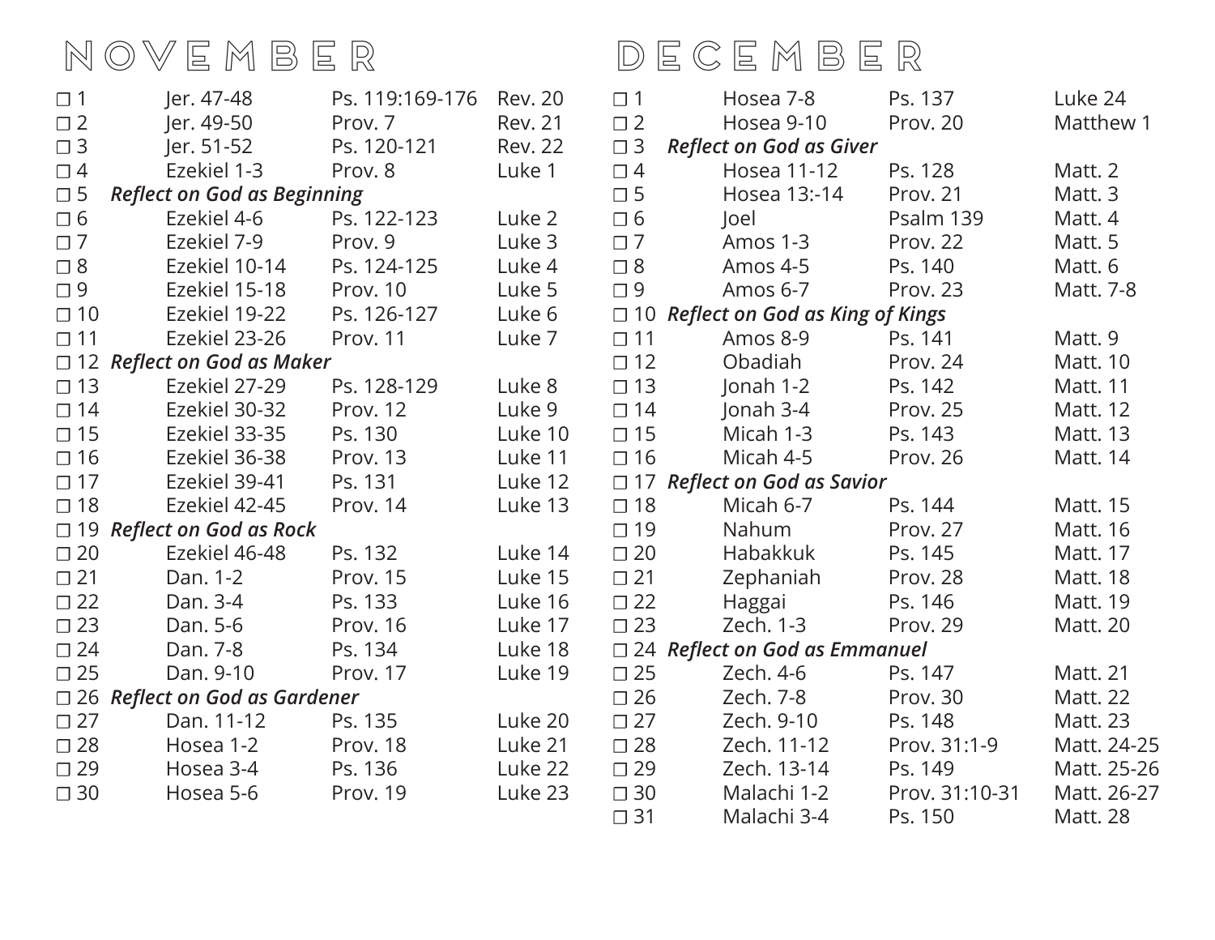## NOVEMBER

| | | | |
|---|---|---|---|
| ☐ 1 | Jer. 47-48 | Ps. 119:169-176 | Rev. 20 |
| ☐ 2 | Jer. 49-50 | Prov. 7 | Rev. 21 |
| ☐ 3 | Jer. 51-52 | Ps. 120-121 | Rev. 22 |
| ☐ 4 | Ezekiel 1-3 | Prov. 8 | Luke 1 |
| ☐ 5 | *Reflect on God as Beginning* | | |
| ☐ 6 | Ezekiel 4-6 | Ps. 122-123 | Luke 2 |
| ☐ 7 | Ezekiel 7-9 | Prov. 9 | Luke 3 |
| ☐ 8 | Ezekiel 10-14 | Ps. 124-125 | Luke 4 |
| ☐ 9 | Ezekiel 15-18 | Prov. 10 | Luke 5 |
| ☐ 10 | Ezekiel 19-22 | Ps. 126-127 | Luke 6 |
| ☐ 11 | Ezekiel 23-26 | Prov. 11 | Luke 7 |
| ☐ 12 | *Reflect on God as Maker* | | |
| ☐ 13 | Ezekiel 27-29 | Ps. 128-129 | Luke 8 |
| ☐ 14 | Ezekiel 30-32 | Prov. 12 | Luke 9 |
| ☐ 15 | Ezekiel 33-35 | Ps. 130 | Luke 10 |
| ☐ 16 | Ezekiel 36-38 | Prov. 13 | Luke 11 |
| ☐ 17 | Ezekiel 39-41 | Ps. 131 | Luke 12 |
| ☐ 18 | Ezekiel 42-45 | Prov. 14 | Luke 13 |
| ☐ 19 | *Reflect on God as Rock* | | |
| ☐ 20 | Ezekiel 46-48 | Ps. 132 | Luke 14 |
| ☐ 21 | Dan. 1-2 | Prov. 15 | Luke 15 |
| ☐ 22 | Dan. 3-4 | Ps. 133 | Luke 16 |
| ☐ 23 | Dan. 5-6 | Prov. 16 | Luke 17 |
| ☐ 24 | Dan. 7-8 | Ps. 134 | Luke 18 |
| ☐ 25 | Dan. 9-10 | Prov. 17 | Luke 19 |
| ☐ 26 | *Reflect on God as Gardener* | | |
| ☐ 27 | Dan. 11-12 | Ps. 135 | Luke 20 |
| ☐ 28 | Hosea 1-2 | Prov. 18 | Luke 21 |
| ☐ 29 | Hosea 3-4 | Ps. 136 | Luke 22 |
| ☐ 30 | Hosea 5-6 | Prov. 19 | Luke 23 |

## DECEMBER

| | | | |
|---|---|---|---|
| ☐ 1 | Hosea 7-8 | Ps. 137 | Luke 24 |
| ☐ 2 | Hosea 9-10 | Prov. 20 | Matthew 1 |
| ☐ 3 | *Reflect on God as Giver* | | |
| ☐ 4 | Hosea 11-12 | Ps. 128 | Matt. 2 |
| ☐ 5 | Hosea 13:-14 | Prov. 21 | Matt. 3 |
| ☐ 6 | Joel | Psalm 139 | Matt. 4 |
| ☐ 7 | Amos 1-3 | Prov. 22 | Matt. 5 |
| ☐ 8 | Amos 4-5 | Ps. 140 | Matt. 6 |
| ☐ 9 | Amos 6-7 | Prov. 23 | Matt. 7-8 |
| ☐ 10 | *Reflect on God as King of Kings* | | |
| ☐ 11 | Amos 8-9 | Ps. 141 | Matt. 9 |
| ☐ 12 | Obadiah | Prov. 24 | Matt. 10 |
| ☐ 13 | Jonah 1-2 | Ps. 142 | Matt. 11 |
| ☐ 14 | Jonah 3-4 | Prov. 25 | Matt. 12 |
| ☐ 15 | Micah 1-3 | Ps. 143 | Matt. 13 |
| ☐ 16 | Micah 4-5 | Prov. 26 | Matt. 14 |
| ☐ 17 | *Reflect on God as Savior* | | |
| ☐ 18 | Micah 6-7 | Ps. 144 | Matt. 15 |
| ☐ 19 | Nahum | Prov. 27 | Matt. 16 |
| ☐ 20 | Habakkuk | Ps. 145 | Matt. 17 |
| ☐ 21 | Zephaniah | Prov. 28 | Matt. 18 |
| ☐ 22 | Haggai | Ps. 146 | Matt. 19 |
| ☐ 23 | Zech. 1-3 | Prov. 29 | Matt. 20 |
| ☐ 24 | *Reflect on God as Emmanuel* | | |
| ☐ 25 | Zech. 4-6 | Ps. 147 | Matt. 21 |
| ☐ 26 | Zech. 7-8 | Prov. 30 | Matt. 22 |
| ☐ 27 | Zech. 9-10 | Ps. 148 | Matt. 23 |
| ☐ 28 | Zech. 11-12 | Prov. 31:1-9 | Matt. 24-25 |
| ☐ 29 | Zech. 13-14 | Ps. 149 | Matt. 25-26 |
| ☐ 30 | Malachi 1-2 | Prov. 31:10-31 | Matt. 26-27 |
| ☐ 31 | Malachi 3-4 | Ps. 150 | Matt. 28 |